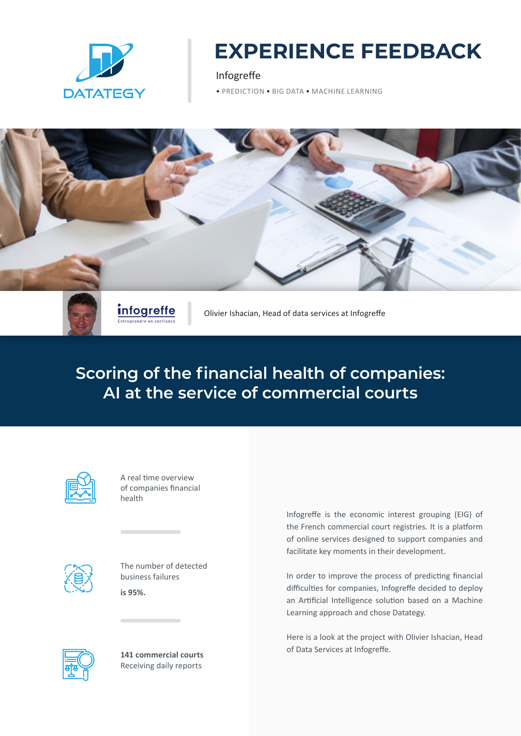DATATEGY

# EXPERIENCE FEEDBACK

Infogreffe

• PREDICTION • BIG DATA • MACHINE LEARNING

infogreffe
Entreprendre en confiance

Olivier Ishacian, Head of data services at Infogreffe

## Scoring of the financial health of companies: AI at the service of commercial courts

A real time overview of companies financial health

The number of detected business failures

**is 95%.**

**141 commercial courts**
Receiving daily reports

Infogreffe is the economic interest grouping (EIG) of the French commercial court registries. It is a platform of online services designed to support companies and facilitate key moments in their development.

In order to improve the process of predicting financial difficulties for companies, Infogreffe decided to deploy an Artificial Intelligence solution based on a Machine Learning approach and chose Datategy.

Here is a look at the project with Olivier Ishacian, Head of Data Services at Infogreffe.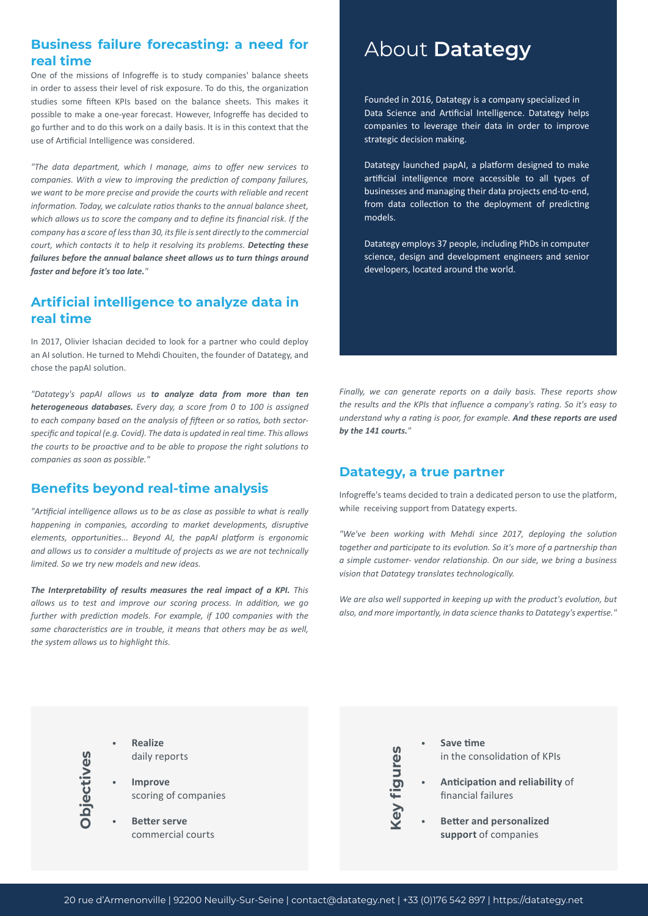## Business failure forecasting: a need for real time

One of the missions of Infogreffe is to study companies' balance sheets in order to assess their level of risk exposure. To do this, the organization studies some fifteen KPIs based on the balance sheets. This makes it possible to make a one-year forecast. However, Infogreffe has decided to go further and to do this work on a daily basis. It is in this context that the use of Artificial Intelligence was considered.

*"The data department, which I manage, aims to offer new services to companies. With a view to improving the prediction of company failures, we want to be more precise and provide the courts with reliable and recent information. Today, we calculate ratios thanks to the annual balance sheet, which allows us to score the company and to define its financial risk. If the company has a score of less than 30, its file is sent directly to the commercial court, which contacts it to help it resolving its problems.* ***Detecting these failures before the annual balance sheet allows us to turn things around faster and before it's too late.****"*

## Artificial intelligence to analyze data in real time

In 2017, Olivier Ishacian decided to look for a partner who could deploy an AI solution. He turned to Mehdi Chouiten, the founder of Datategy, and chose the papAI solution.

*"Datategy's papAI allows us* ***to analyze data from more than ten heterogeneous databases.*** *Every day, a score from 0 to 100 is assigned to each company based on the analysis of fifteen or so ratios, both sector-specific and topical (e.g. Covid). The data is updated in real time. This allows the courts to be proactive and to be able to propose the right solutions to companies as soon as possible."*

## Benefits beyond real-time analysis

*"Artificial intelligence allows us to be as close as possible to what is really happening in companies, according to market developments, disruptive elements, opportunities... Beyond AI, the papAI platform is ergonomic and allows us to consider a multitude of projects as we are not technically limited. So we try new models and new ideas.*

***The Interpretability of results measures the real impact of a KPI.*** *This allows us to test and improve our scoring process. In addition, we go further with prediction models. For example, if 100 companies with the same characteristics are in trouble, it means that others may be as well, the system allows us to highlight this.*

*Finally, we can generate reports on a daily basis. These reports show the results and the KPIs that influence a company's rating. So it's easy to understand why a rating is poor, for example.* ***And these reports are used by the 141 courts.****"*

## Datategy, a true partner

Infogreffe's teams decided to train a dedicated person to use the platform, while receiving support from Datategy experts.

*"We've been working with Mehdi since 2017, deploying the solution together and participate to its evolution. So it's more of a partnership than a simple customer- vendor relationship. On our side, we bring a business vision that Datategy translates technologically.*

*We are also well supported in keeping up with the product's evolution, but also, and more importantly, in data science thanks to Datategy's expertise."*

# About **Datategy**

Founded in 2016, Datategy is a company specialized in Data Science and Artificial Intelligence. Datategy helps companies to leverage their data in order to improve strategic decision making.

Datategy launched papAI, a platform designed to make artificial intelligence more accessible to all types of businesses and managing their data projects end-to-end, from data collection to the deployment of predicting models.

Datategy employs 37 people, including PhDs in computer science, design and development engineers and senior developers, located around the world.

### Objectives

- **Realize** daily reports
- **Improve** scoring of companies
- **Better serve** commercial courts

### Key figures

- **Save time** in the consolidation of KPIs
- **Anticipation and reliability** of financial failures
- **Better and personalized support** of companies

20 rue d'Armenonville | 92200 Neuilly-Sur-Seine | contact@datategy.net | +33 (0)176 542 897 | https://datategy.net